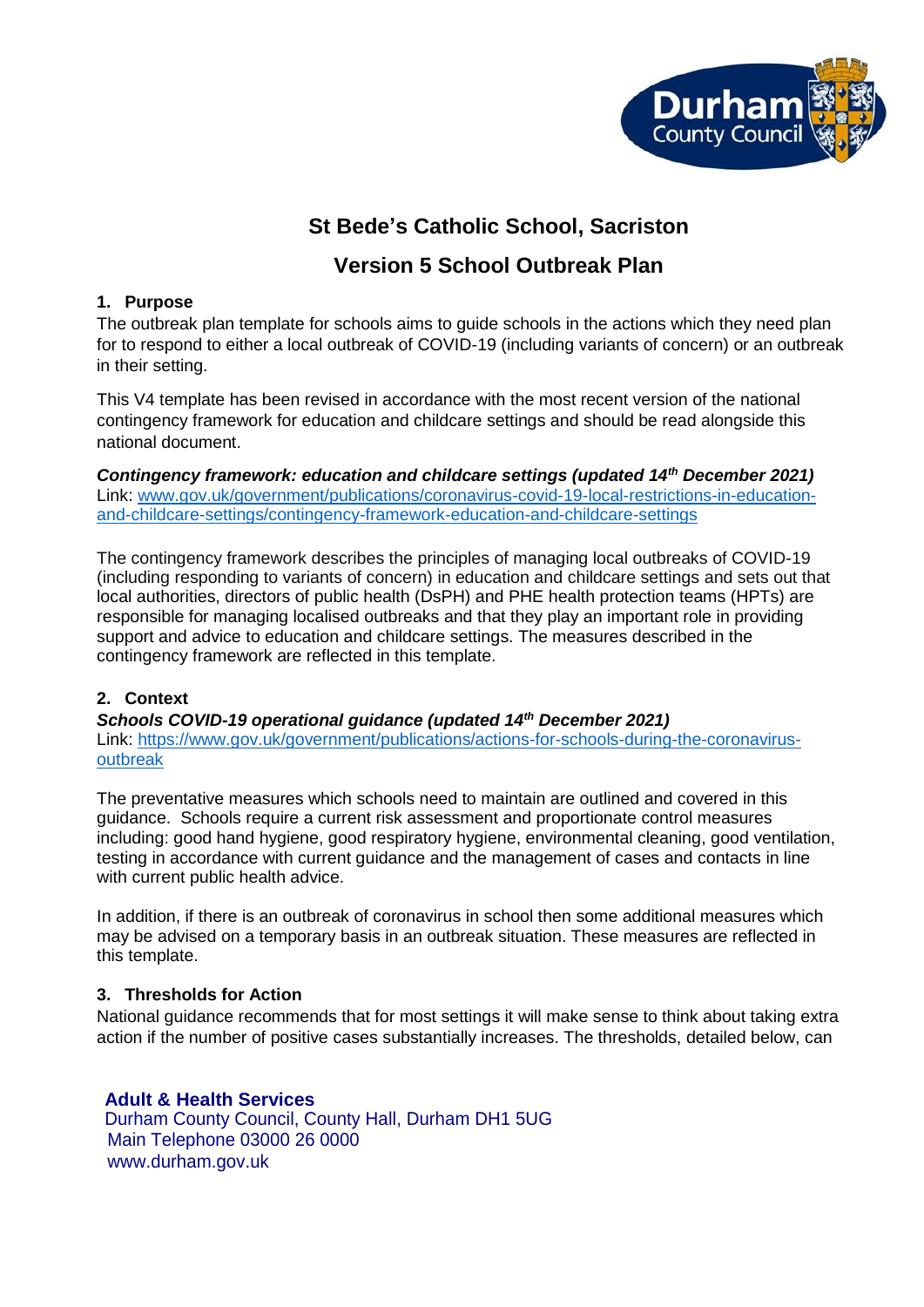# St Bede's Catholic School, Sacriston

## Version 5 School Outbreak Plan

### 1. Purpose

The outbreak plan template for schools aims to guide schools in the actions which they need plan for to respond to either a local outbreak of COVID-19 (including variants of concern) or an outbreak in their setting.

This V4 template has been revised in accordance with the most recent version of the national contingency framework for education and childcare settings and should be read alongside this national document.

***Contingency framework: education and childcare settings (updated 14th December 2021)***
Link: [www.gov.uk/government/publications/coronavirus-covid-19-local-restrictions-in-education-and-childcare-settings/contingency-framework-education-and-childcare-settings](www.gov.uk/government/publications/coronavirus-covid-19-local-restrictions-in-education-and-childcare-settings/contingency-framework-education-and-childcare-settings)

The contingency framework describes the principles of managing local outbreaks of COVID-19 (including responding to variants of concern) in education and childcare settings and sets out that local authorities, directors of public health (DsPH) and PHE health protection teams (HPTs) are responsible for managing localised outbreaks and that they play an important role in providing support and advice to education and childcare settings. The measures described in the contingency framework are reflected in this template.

### 2. Context

***Schools COVID-19 operational guidance (updated 14th December 2021)***
Link: [https://www.gov.uk/government/publications/actions-for-schools-during-the-coronavirus-outbreak](https://www.gov.uk/government/publications/actions-for-schools-during-the-coronavirus-outbreak)

The preventative measures which schools need to maintain are outlined and covered in this guidance. Schools require a current risk assessment and proportionate control measures including: good hand hygiene, good respiratory hygiene, environmental cleaning, good ventilation, testing in accordance with current guidance and the management of cases and contacts in line with current public health advice.

In addition, if there is an outbreak of coronavirus in school then some additional measures which may be advised on a temporary basis in an outbreak situation. These measures are reflected in this template.

### 3. Thresholds for Action

National guidance recommends that for most settings it will make sense to think about taking extra action if the number of positive cases substantially increases. The thresholds, detailed below, can

**Adult & Health Services**
Durham County Council, County Hall, Durham DH1 5UG
Main Telephone 03000 26 0000
www.durham.gov.uk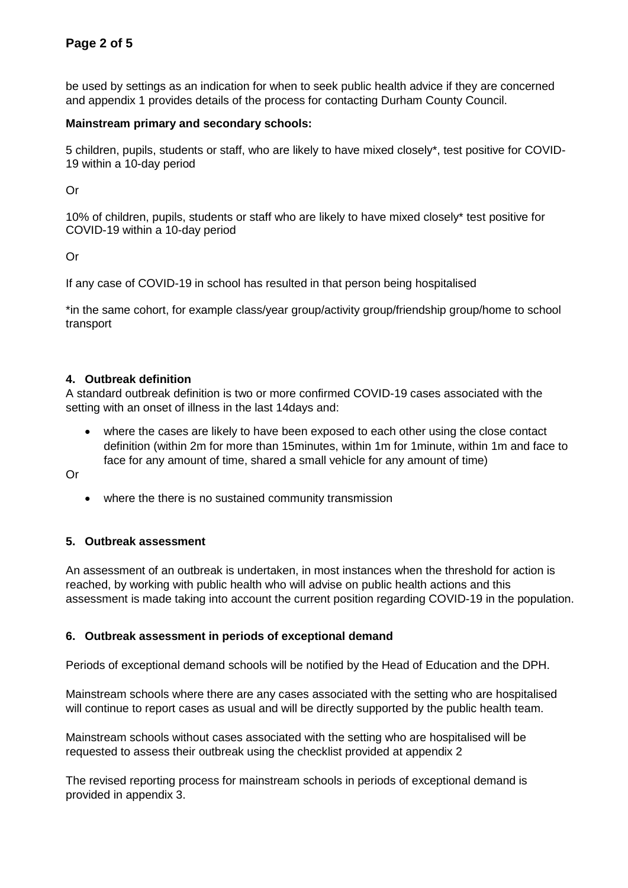be used by settings as an indication for when to seek public health advice if they are concerned and appendix 1 provides details of the process for contacting Durham County Council.

**Mainstream primary and secondary schools:**

5 children, pupils, students or staff, who are likely to have mixed closely*, test positive for COVID-19 within a 10-day period

Or

10% of children, pupils, students or staff who are likely to have mixed closely* test positive for COVID-19 within a 10-day period

Or

If any case of COVID-19 in school has resulted in that person being hospitalised

*in the same cohort, for example class/year group/activity group/friendship group/home to school transport

## 4. Outbreak definition

A standard outbreak definition is two or more confirmed COVID-19 cases associated with the setting with an onset of illness in the last 14days and:

- where the cases are likely to have been exposed to each other using the close contact definition (within 2m for more than 15minutes, within 1m for 1minute, within 1m and face to face for any amount of time, shared a small vehicle for any amount of time)

Or

- where the there is no sustained community transmission

## 5. Outbreak assessment

An assessment of an outbreak is undertaken, in most instances when the threshold for action is reached, by working with public health who will advise on public health actions and this assessment is made taking into account the current position regarding COVID-19 in the population.

## 6. Outbreak assessment in periods of exceptional demand

Periods of exceptional demand schools will be notified by the Head of Education and the DPH.

Mainstream schools where there are any cases associated with the setting who are hospitalised will continue to report cases as usual and will be directly supported by the public health team.

Mainstream schools without cases associated with the setting who are hospitalised will be requested to assess their outbreak using the checklist provided at appendix 2

The revised reporting process for mainstream schools in periods of exceptional demand is provided in appendix 3.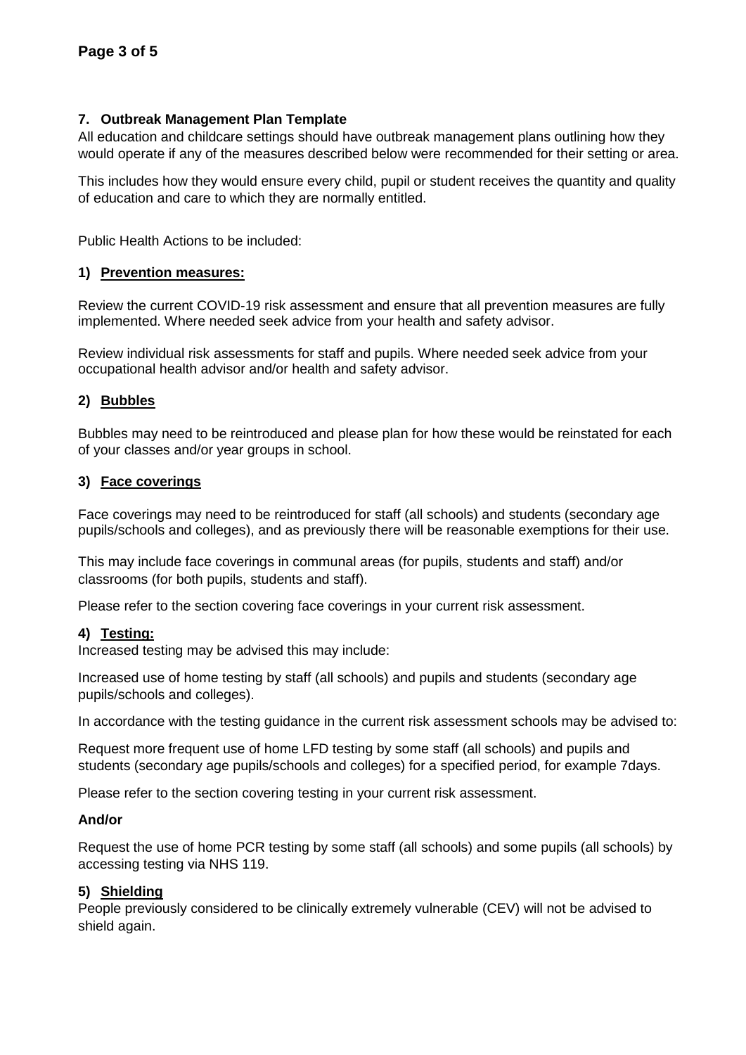## 7. Outbreak Management Plan Template

All education and childcare settings should have outbreak management plans outlining how they would operate if any of the measures described below were recommended for their setting or area.

This includes how they would ensure every child, pupil or student receives the quantity and quality of education and care to which they are normally entitled.

Public Health Actions to be included:

### 1) Prevention measures:

Review the current COVID-19 risk assessment and ensure that all prevention measures are fully implemented. Where needed seek advice from your health and safety advisor.

Review individual risk assessments for staff and pupils. Where needed seek advice from your occupational health advisor and/or health and safety advisor.

### 2) Bubbles

Bubbles may need to be reintroduced and please plan for how these would be reinstated for each of your classes and/or year groups in school.

### 3) Face coverings

Face coverings may need to be reintroduced for staff (all schools) and students (secondary age pupils/schools and colleges), and as previously there will be reasonable exemptions for their use.

This may include face coverings in communal areas (for pupils, students and staff) and/or classrooms (for both pupils, students and staff).

Please refer to the section covering face coverings in your current risk assessment.

### 4) Testing:

Increased testing may be advised this may include:

Increased use of home testing by staff (all schools) and pupils and students (secondary age pupils/schools and colleges).

In accordance with the testing guidance in the current risk assessment schools may be advised to:

Request more frequent use of home LFD testing by some staff (all schools) and pupils and students (secondary age pupils/schools and colleges) for a specified period, for example 7days.

Please refer to the section covering testing in your current risk assessment.

**And/or**

Request the use of home PCR testing by some staff (all schools) and some pupils (all schools) by accessing testing via NHS 119.

### 5) Shielding

People previously considered to be clinically extremely vulnerable (CEV) will not be advised to shield again.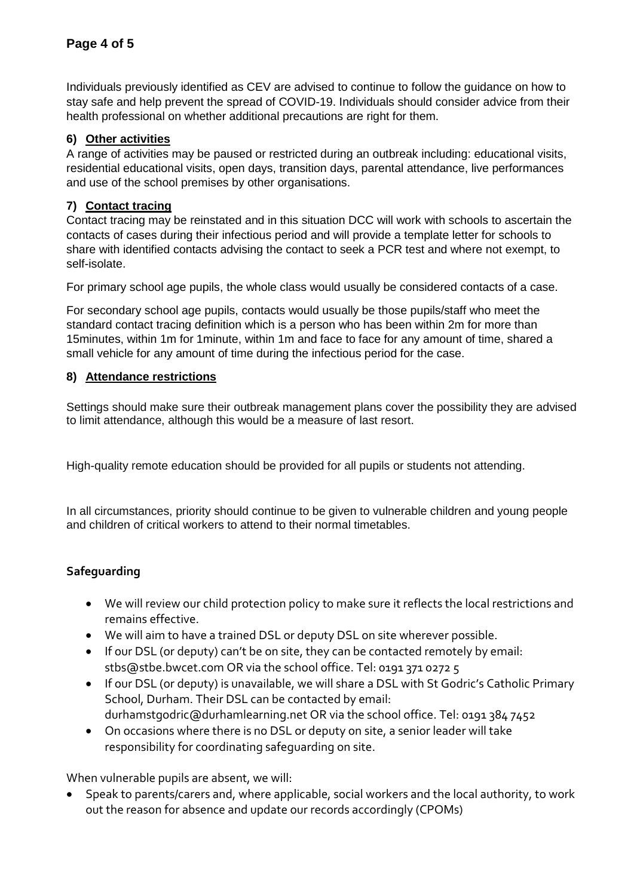Individuals previously identified as CEV are advised to continue to follow the guidance on how to stay safe and help prevent the spread of COVID-19. Individuals should consider advice from their health professional on whether additional precautions are right for them.

### 6) Other activities

A range of activities may be paused or restricted during an outbreak including: educational visits, residential educational visits, open days, transition days, parental attendance, live performances and use of the school premises by other organisations.

### 7) Contact tracing

Contact tracing may be reinstated and in this situation DCC will work with schools to ascertain the contacts of cases during their infectious period and will provide a template letter for schools to share with identified contacts advising the contact to seek a PCR test and where not exempt, to self-isolate.

For primary school age pupils, the whole class would usually be considered contacts of a case.

For secondary school age pupils, contacts would usually be those pupils/staff who meet the standard contact tracing definition which is a person who has been within 2m for more than 15minutes, within 1m for 1minute, within 1m and face to face for any amount of time, shared a small vehicle for any amount of time during the infectious period for the case.

### 8) Attendance restrictions

Settings should make sure their outbreak management plans cover the possibility they are advised to limit attendance, although this would be a measure of last resort.

High-quality remote education should be provided for all pupils or students not attending.

In all circumstances, priority should continue to be given to vulnerable children and young people and children of critical workers to attend to their normal timetables.

### Safeguarding

- We will review our child protection policy to make sure it reflects the local restrictions and remains effective.
- We will aim to have a trained DSL or deputy DSL on site wherever possible.
- If our DSL (or deputy) can't be on site, they can be contacted remotely by email: stbs@stbe.bwcet.com OR via the school office. Tel: 0191 371 0272 5
- If our DSL (or deputy) is unavailable, we will share a DSL with St Godric's Catholic Primary School, Durham. Their DSL can be contacted by email: durhamstgodric@durhamlearning.net OR via the school office. Tel: 0191 384 7452
- On occasions where there is no DSL or deputy on site, a senior leader will take responsibility for coordinating safeguarding on site.

When vulnerable pupils are absent, we will:

- Speak to parents/carers and, where applicable, social workers and the local authority, to work out the reason for absence and update our records accordingly (CPOMs)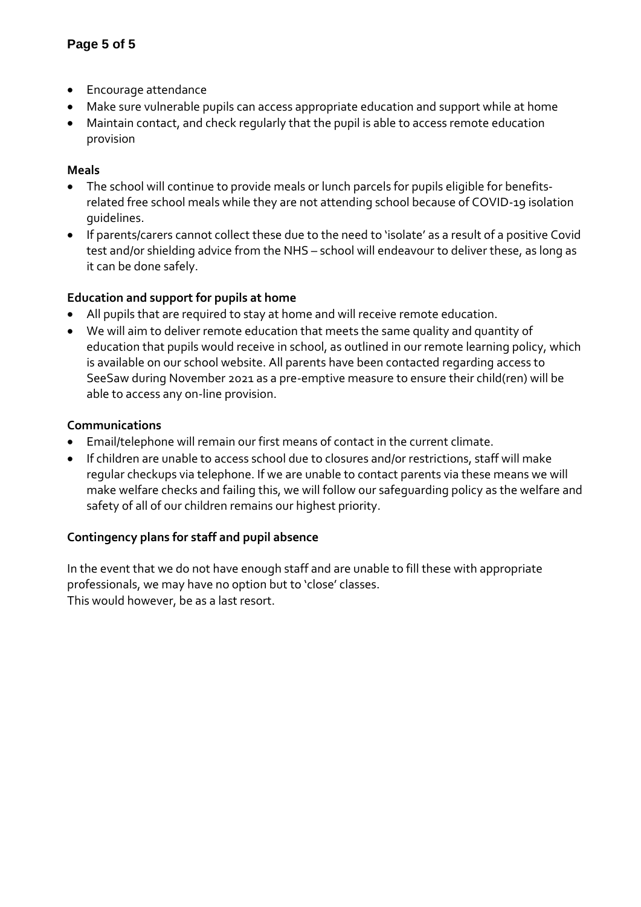- Encourage attendance
- Make sure vulnerable pupils can access appropriate education and support while at home
- Maintain contact, and check regularly that the pupil is able to access remote education provision

**Meals**

- The school will continue to provide meals or lunch parcels for pupils eligible for benefits-related free school meals while they are not attending school because of COVID-19 isolation guidelines.
- If parents/carers cannot collect these due to the need to 'isolate' as a result of a positive Covid test and/or shielding advice from the NHS – school will endeavour to deliver these, as long as it can be done safely.

**Education and support for pupils at home**

- All pupils that are required to stay at home and will receive remote education.
- We will aim to deliver remote education that meets the same quality and quantity of education that pupils would receive in school, as outlined in our remote learning policy, which is available on our school website. All parents have been contacted regarding access to SeeSaw during November 2021 as a pre-emptive measure to ensure their child(ren) will be able to access any on-line provision.

**Communications**

- Email/telephone will remain our first means of contact in the current climate.
- If children are unable to access school due to closures and/or restrictions, staff will make regular checkups via telephone. If we are unable to contact parents via these means we will make welfare checks and failing this, we will follow our safeguarding policy as the welfare and safety of all of our children remains our highest priority.

**Contingency plans for staff and pupil absence**

In the event that we do not have enough staff and are unable to fill these with appropriate professionals, we may have no option but to 'close' classes.
This would however, be as a last resort.